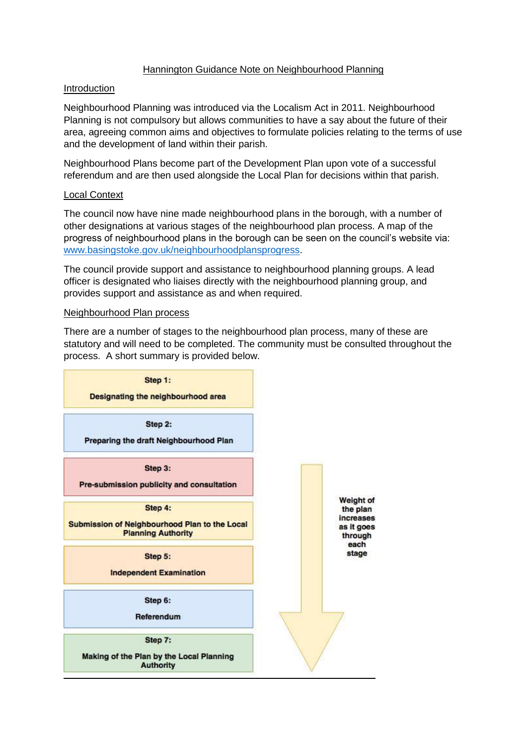# Hannington Guidance Note on Neighbourhood Planning

## Introduction

Neighbourhood Planning was introduced via the Localism Act in 2011. Neighbourhood Planning is not compulsory but allows communities to have a say about the future of their area, agreeing common aims and objectives to formulate policies relating to the terms of use and the development of land within their parish.

Neighbourhood Plans become part of the Development Plan upon vote of a successful referendum and are then used alongside the Local Plan for decisions within that parish.

## Local Context

The council now have nine made neighbourhood plans in the borough, with a number of other designations at various stages of the neighbourhood plan process. A map of the progress of neighbourhood plans in the borough can be seen on the council's website via: [www.basingstoke.gov.uk/neighbourhoodplansprogress](http://www.basingstoke.gov.uk/neighbourhoodplansprogress).

The council provide support and assistance to neighbourhood planning groups. A lead officer is designated who liaises directly with the neighbourhood planning group, and provides support and assistance as and when required.

## Neighbourhood Plan process

There are a number of stages to the neighbourhood plan process, many of these are statutory and will need to be completed. The community must be consulted throughout the process. A short summary is provided below.

**Step 1:** Designating the neighbourhood area

**Step 2:** Preparing the draft Neighbourhood Plan

**Step 3:** Pre-submission publicity and consultation

**Step 4:** Submission of Neighbourhood Plan to the Local Planning Authority

**Step 5:** Independent Examination

**Step 6:** Referendum

**Step 7:** Making of the Plan by the Local Planning Authority

**Weight of the plan increases as it goes through each stage**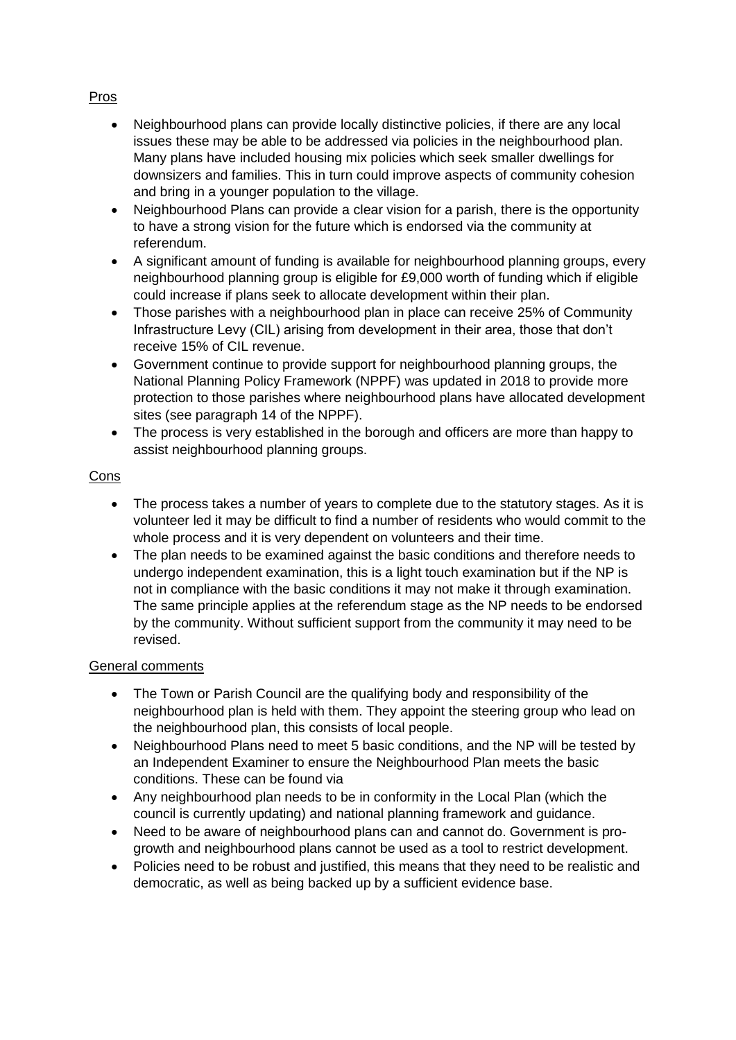Pros

- Neighbourhood plans can provide locally distinctive policies, if there are any local issues these may be able to be addressed via policies in the neighbourhood plan. Many plans have included housing mix policies which seek smaller dwellings for downsizers and families. This in turn could improve aspects of community cohesion and bring in a younger population to the village.
- Neighbourhood Plans can provide a clear vision for a parish, there is the opportunity to have a strong vision for the future which is endorsed via the community at referendum.
- A significant amount of funding is available for neighbourhood planning groups, every neighbourhood planning group is eligible for £9,000 worth of funding which if eligible could increase if plans seek to allocate development within their plan.
- Those parishes with a neighbourhood plan in place can receive 25% of Community Infrastructure Levy (CIL) arising from development in their area, those that don't receive 15% of CIL revenue.
- Government continue to provide support for neighbourhood planning groups, the National Planning Policy Framework (NPPF) was updated in 2018 to provide more protection to those parishes where neighbourhood plans have allocated development sites (see paragraph 14 of the NPPF).
- The process is very established in the borough and officers are more than happy to assist neighbourhood planning groups.

Cons

- The process takes a number of years to complete due to the statutory stages. As it is volunteer led it may be difficult to find a number of residents who would commit to the whole process and it is very dependent on volunteers and their time.
- The plan needs to be examined against the basic conditions and therefore needs to undergo independent examination, this is a light touch examination but if the NP is not in compliance with the basic conditions it may not make it through examination. The same principle applies at the referendum stage as the NP needs to be endorsed by the community. Without sufficient support from the community it may need to be revised.

General comments

- The Town or Parish Council are the qualifying body and responsibility of the neighbourhood plan is held with them. They appoint the steering group who lead on the neighbourhood plan, this consists of local people.
- Neighbourhood Plans need to meet 5 basic conditions, and the NP will be tested by an Independent Examiner to ensure the Neighbourhood Plan meets the basic conditions. These can be found via
- Any neighbourhood plan needs to be in conformity in the Local Plan (which the council is currently updating) and national planning framework and guidance.
- Need to be aware of neighbourhood plans can and cannot do. Government is pro-growth and neighbourhood plans cannot be used as a tool to restrict development.
- Policies need to be robust and justified, this means that they need to be realistic and democratic, as well as being backed up by a sufficient evidence base.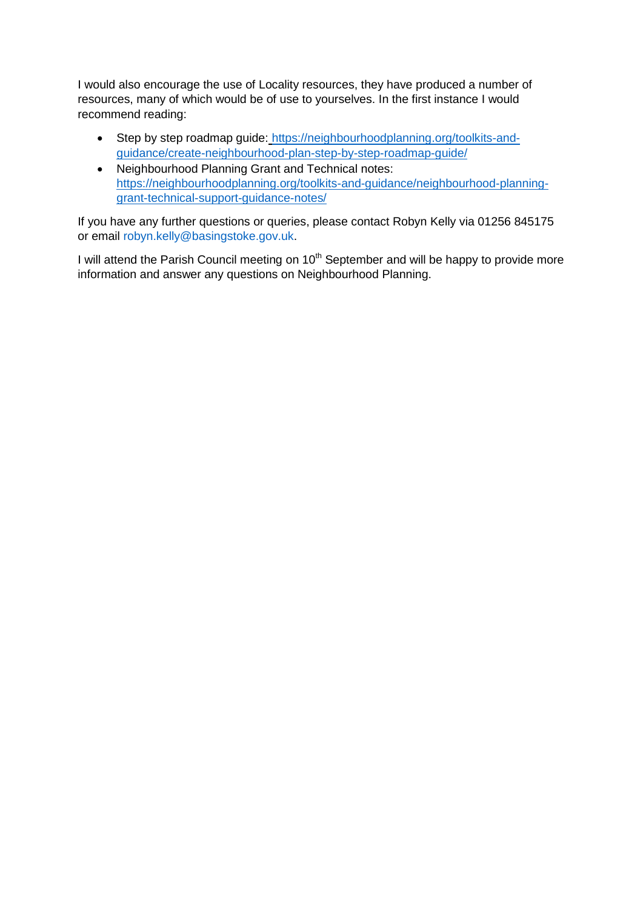I would also encourage the use of Locality resources, they have produced a number of resources, many of which would be of use to yourselves. In the first instance I would recommend reading:

- Step by step roadmap guide: https://neighbourhoodplanning.org/toolkits-and-guidance/create-neighbourhood-plan-step-by-step-roadmap-guide/
- Neighbourhood Planning Grant and Technical notes: https://neighbourhoodplanning.org/toolkits-and-guidance/neighbourhood-planning-grant-technical-support-guidance-notes/

If you have any further questions or queries, please contact Robyn Kelly via 01256 845175 or email robyn.kelly@basingstoke.gov.uk.

I will attend the Parish Council meeting on 10th September and will be happy to provide more information and answer any questions on Neighbourhood Planning.